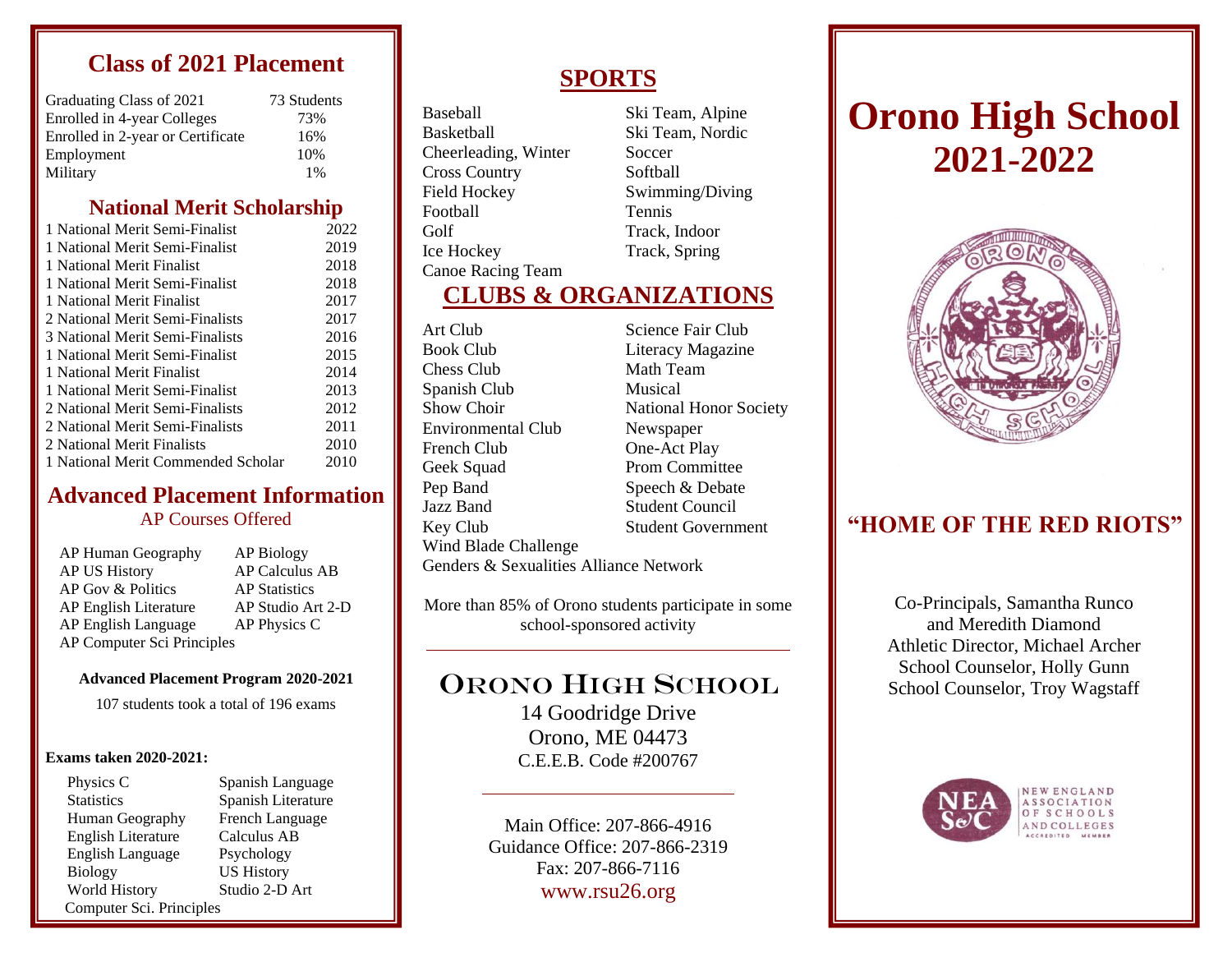## Class of 2021 Placement

| | |
|---|---|
| Graduating Class of 2021 | 73 Students |
| Enrolled in 4-year Colleges | 73% |
| Enrolled in 2-year or Certificate | 16% |
| Employment | 10% |
| Military | 1% |

## National Merit Scholarship

| | |
|---|---|
| 1 National Merit Semi-Finalist | 2022 |
| 1 National Merit Semi-Finalist | 2019 |
| 1 National Merit Finalist | 2018 |
| 1 National Merit Semi-Finalist | 2018 |
| 1 National Merit Finalist | 2017 |
| 2 National Merit Semi-Finalists | 2017 |
| 3 National Merit Semi-Finalists | 2016 |
| 1 National Merit Semi-Finalist | 2015 |
| 1 National Merit Finalist | 2014 |
| 1 National Merit Semi-Finalist | 2013 |
| 2 National Merit Semi-Finalists | 2012 |
| 2 National Merit Semi-Finalists | 2011 |
| 2 National Merit Finalists | 2010 |
| 1 National Merit Commended Scholar | 2010 |

## Advanced Placement Information

### AP Courses Offered

- AP Human Geography
- AP US History
- AP Gov & Politics
- AP English Literature
- AP English Language
- AP Computer Sci Principles
- AP Biology
- AP Calculus AB
- AP Statistics
- AP Studio Art 2-D
- AP Physics C

**Advanced Placement Program 2020-2021**

107 students took a total of 196 exams

**Exams taken 2020-2021:**

- Physics C
- Statistics
- Human Geography
- English Literature
- English Language
- Biology
- World History
- Computer Sci. Principles
- Spanish Language
- Spanish Literature
- French Language
- Calculus AB
- Psychology
- US History
- Studio 2-D Art

## SPORTS

- Baseball
- Basketball
- Cheerleading, Winter
- Cross Country
- Field Hockey
- Football
- Golf
- Ice Hockey
- Canoe Racing Team
- Ski Team, Alpine
- Ski Team, Nordic
- Soccer
- Softball
- Swimming/Diving
- Tennis
- Track, Indoor
- Track, Spring

## CLUBS & ORGANIZATIONS

- Art Club
- Book Club
- Chess Club
- Spanish Club
- Show Choir
- Environmental Club
- French Club
- Geek Squad
- Pep Band
- Jazz Band
- Key Club
- Wind Blade Challenge
- Genders & Sexualities Alliance Network
- Science Fair Club
- Literacy Magazine
- Math Team
- Musical
- National Honor Society
- Newspaper
- One-Act Play
- Prom Committee
- Speech & Debate
- Student Council
- Student Government

More than 85% of Orono students participate in some school-sponsored activity

---

## Orono High School

14 Goodridge Drive
Orono, ME 04473
C.E.E.B. Code #200767

---

Main Office: 207-866-4916
Guidance Office: 207-866-2319
Fax: 207-866-7116
www.rsu26.org

# Orono High School 2021-2022

## "HOME OF THE RED RIOTS"

Co-Principals, Samantha Runco and Meredith Diamond
Athletic Director, Michael Archer
School Counselor, Holly Gunn
School Counselor, Troy Wagstaff

NEASC — New England Association of Schools and Colleges — Accredited Member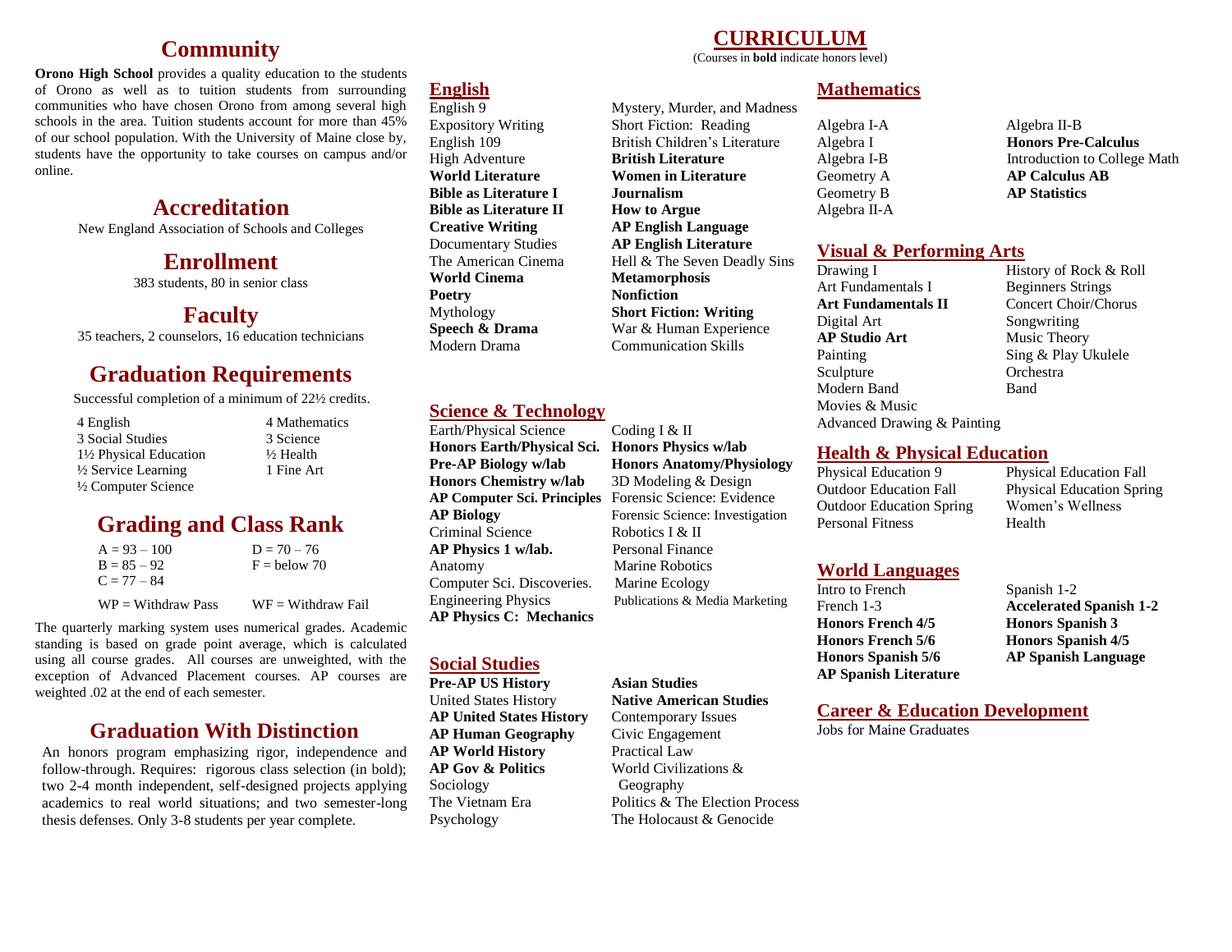## Community

**Orono High School** provides a quality education to the students of Orono as well as to tuition students from surrounding communities who have chosen Orono from among several high schools in the area. Tuition students account for more than 45% of our school population. With the University of Maine close by, students have the opportunity to take courses on campus and/or online.

## Accreditation

New England Association of Schools and Colleges

## Enrollment

383 students, 80 in senior class

## Faculty

35 teachers, 2 counselors, 16 education technicians

## Graduation Requirements

Successful completion of a minimum of 22½ credits.

- 4 English
- 3 Social Studies
- 1½ Physical Education
- ½ Service Learning
- ½ Computer Science
- 4 Mathematics
- 3 Science
- ½ Health
- 1 Fine Art

## Grading and Class Rank

A = 93 – 100
B = 85 – 92
C = 77 – 84
D = 70 – 76
F = below 70

WP = Withdraw Pass
WF = Withdraw Fail

The quarterly marking system uses numerical grades. Academic standing is based on grade point average, which is calculated using all course grades. All courses are unweighted, with the exception of Advanced Placement courses. AP courses are weighted .02 at the end of each semester.

## Graduation With Distinction

An honors program emphasizing rigor, independence and follow-through. Requires: rigorous class selection (in bold); two 2-4 month independent, self-designed projects applying academics to real world situations; and two semester-long thesis defenses. Only 3-8 students per year complete.

# CURRICULUM

(Courses in **bold** indicate honors level)

### English

English 9
Expository Writing
English 109
High Adventure
**World Literature**
**Bible as Literature I**
**Bible as Literature II**
**Creative Writing**
Documentary Studies
The American Cinema
**World Cinema**
**Poetry**
Mythology
**Speech & Drama**
Modern Drama
Mystery, Murder, and Madness
Short Fiction: Reading
British Children's Literature
**British Literature**
**Women in Literature**
**Journalism**
**How to Argue**
**AP English Language**
**AP English Literature**
Hell & The Seven Deadly Sins
**Metamorphosis**
**Nonfiction**
**Short Fiction: Writing**
War & Human Experience
Communication Skills

### Science & Technology

Earth/Physical Science
**Honors Earth/Physical Sci.**
**Pre-AP Biology w/lab**
**Honors Chemistry w/lab**
**AP Computer Sci. Principles**
**AP Biology**
Criminal Science
**AP Physics 1 w/lab.**
Anatomy
Computer Sci. Discoveries.
Engineering Physics
**AP Physics C: Mechanics**
Coding I & II
**Honors Physics w/lab**
**Honors Anatomy/Physiology**
3D Modeling & Design
Forensic Science: Evidence
Forensic Science: Investigation
Robotics I & II
Personal Finance
Marine Robotics
Marine Ecology
Publications & Media Marketing

### Social Studies

**Pre-AP US History**
United States History
**AP United States History**
**AP Human Geography**
**AP World History**
**AP Gov & Politics**
Sociology
The Vietnam Era
Psychology
**Asian Studies**
**Native American Studies**
Contemporary Issues
Civic Engagement
Practical Law
World Civilizations & Geography
Politics & The Election Process
The Holocaust & Genocide

### Mathematics

Algebra I-A
Algebra I
Algebra I-B
Geometry A
Geometry B
Algebra II-A
Algebra II-B
**Honors Pre-Calculus**
Introduction to College Math
**AP Calculus AB**
**AP Statistics**

### Visual & Performing Arts

Drawing I
Art Fundamentals I
**Art Fundamentals II**
Digital Art
**AP Studio Art**
Painting
Sculpture
Modern Band
Movies & Music
Advanced Drawing & Painting
History of Rock & Roll
Beginners Strings
Concert Choir/Chorus
Songwriting
Music Theory
Sing & Play Ukulele
Orchestra
Band

### Health & Physical Education

Physical Education 9
Outdoor Education Fall
Outdoor Education Spring
Personal Fitness
Physical Education Fall
Physical Education Spring
Women's Wellness
Health

### World Languages

Intro to French
French 1-3
**Honors French 4/5**
**Honors French 5/6**
**Honors Spanish 5/6**
**AP Spanish Literature**
Spanish 1-2
**Accelerated Spanish 1-2**
**Honors Spanish 3**
**Honors Spanish 4/5**
**AP Spanish Language**

### Career & Education Development

Jobs for Maine Graduates